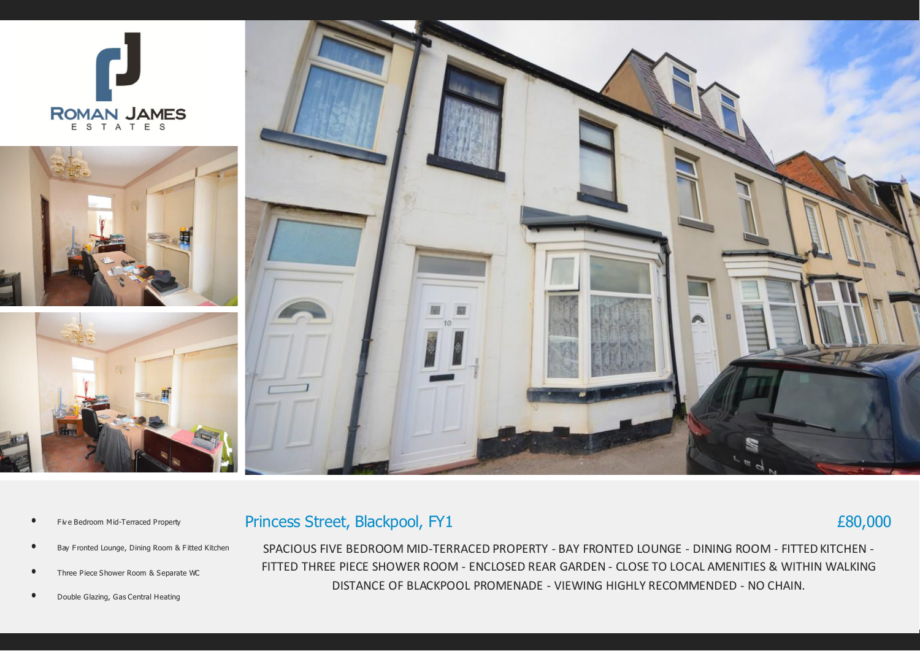ROMAN JAMES ESTATES

- Five Bedroom Mid-Terraced Property
- Bay Fronted Lounge, Dining Room & Fitted Kitchen
- Three Piece Shower Room & Separate WC
- Double Glazing, Gas Central Heating

## Princess Street, Blackpool, FY1

## £80,000

SPACIOUS FIVE BEDROOM MID-TERRACED PROPERTY - BAY FRONTED LOUNGE - DINING ROOM - FITTED KITCHEN - FITTED THREE PIECE SHOWER ROOM - ENCLOSED REAR GARDEN - CLOSE TO LOCAL AMENITIES & WITHIN WALKING DISTANCE OF BLACKPOOL PROMENADE - VIEWING HIGHLY RECOMMENDED - NO CHAIN.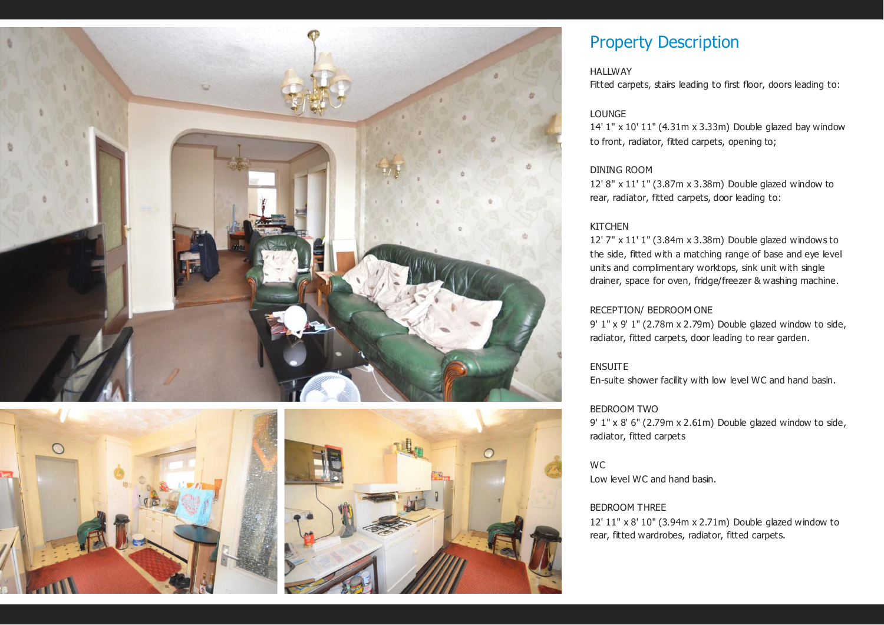## Property Description

HALLWAY
Fitted carpets, stairs leading to first floor, doors leading to:

LOUNGE
14' 1" x 10' 11" (4.31m x 3.33m) Double glazed bay window to front, radiator, fitted carpets, opening to;

DINING ROOM
12' 8" x 11' 1" (3.87m x 3.38m) Double glazed window to rear, radiator, fitted carpets, door leading to:

KITCHEN
12' 7" x 11' 1" (3.84m x 3.38m) Double glazed windows to the side, fitted with a matching range of base and eye level units and complimentary worktops, sink unit with single drainer, space for oven, fridge/freezer & washing machine.

RECEPTION/ BEDROOM ONE
9' 1" x 9' 1" (2.78m x 2.79m) Double glazed window to side, radiator, fitted carpets, door leading to rear garden.

ENSUITE
En-suite shower facility with low level WC and hand basin.

BEDROOM TWO
9' 1" x 8' 6" (2.79m x 2.61m) Double glazed window to side, radiator, fitted carpets

WC
Low level WC and hand basin.

BEDROOM THREE
12' 11" x 8' 10" (3.94m x 2.71m) Double glazed window to rear, fitted wardrobes, radiator, fitted carpets.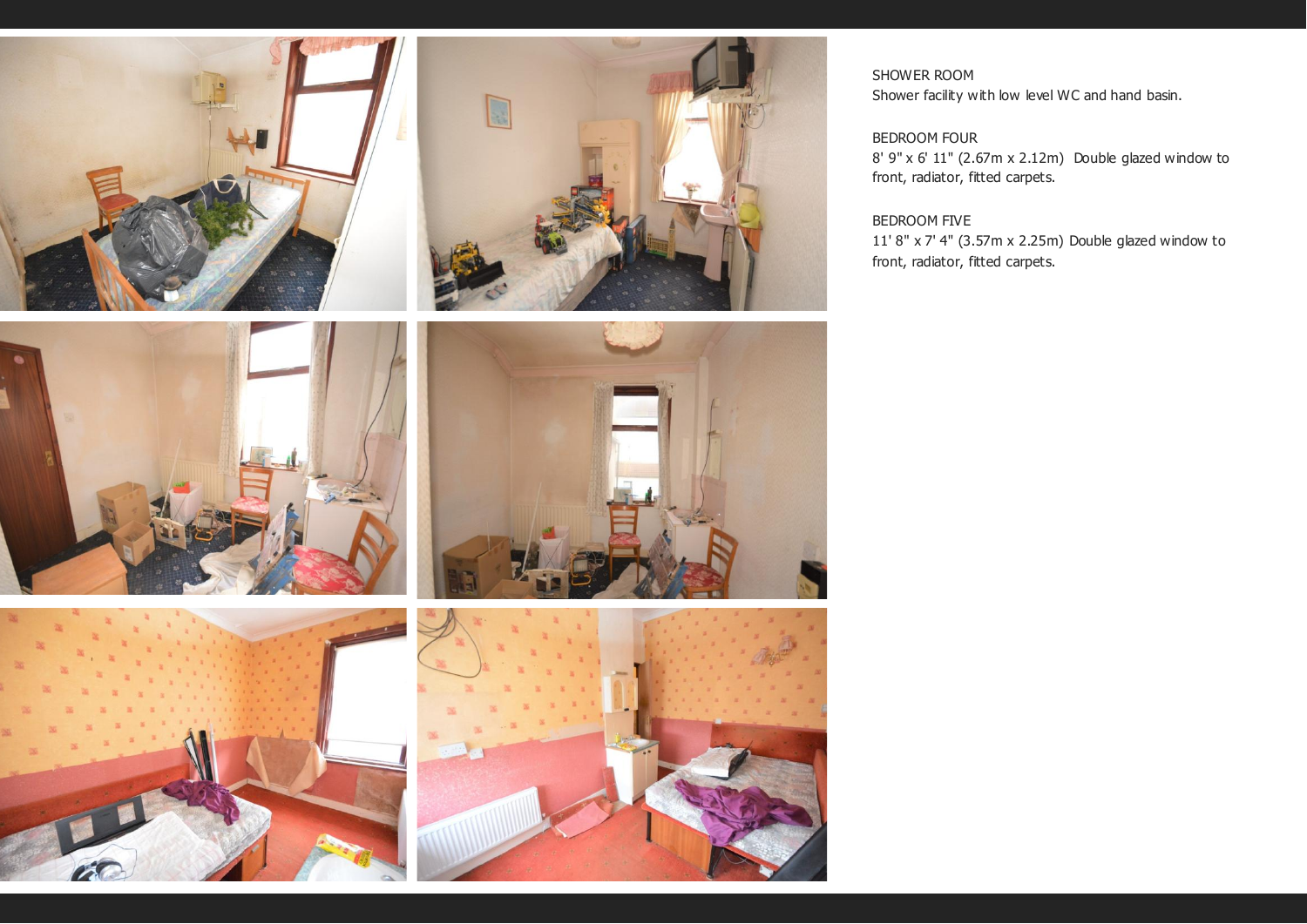SHOWER ROOM
Shower facility with low level WC and hand basin.

BEDROOM FOUR
8' 9" x 6' 11" (2.67m x 2.12m)  Double glazed window to front, radiator, fitted carpets.

BEDROOM FIVE
11' 8" x 7' 4" (3.57m x 2.25m) Double glazed window to front, radiator, fitted carpets.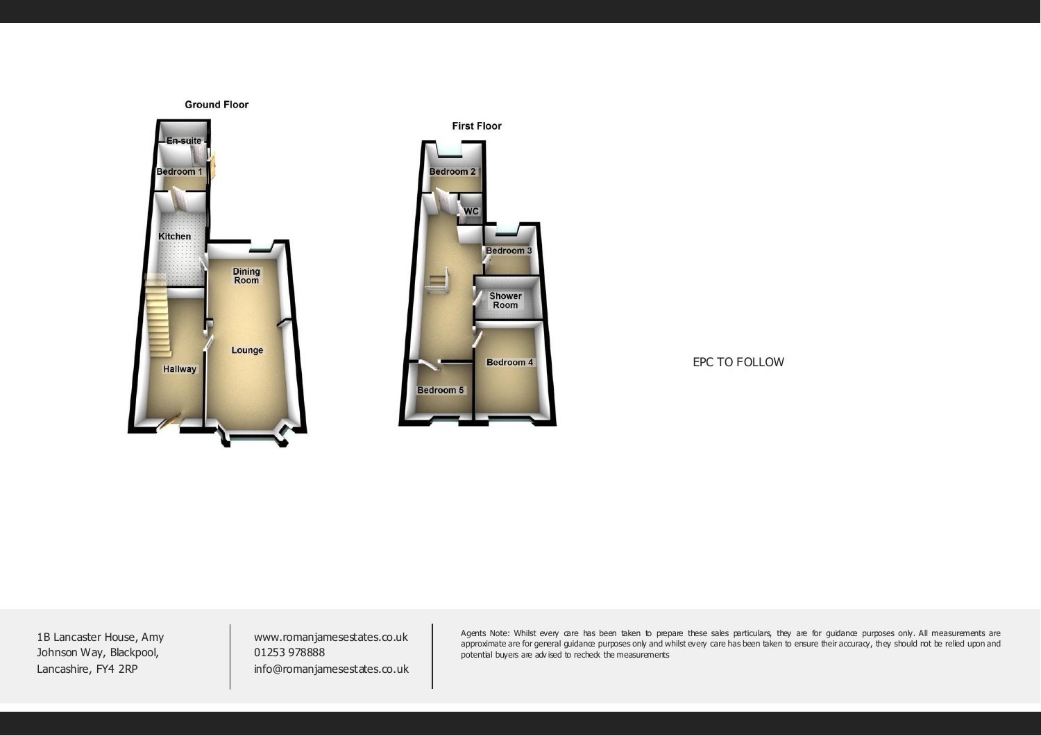## Ground Floor

En-suite

Bedroom 1

Kitchen

Dining Room

Lounge

Hallway

## First Floor

Bedroom 2

WC

Bedroom 3

Shower Room

Bedroom 4

Bedroom 5

EPC TO FOLLOW

1B Lancaster House, Amy Johnson Way, Blackpool, Lancashire, FY4 2RP

www.romanjamesestates.co.uk
01253 978888
info@romanjamesestates.co.uk

Agents Note: Whilst every care has been taken to prepare these sales particulars, they are for guidance purposes only. All measurements are approximate are for general guidance purposes only and whilst every care has been taken to ensure their accuracy, they should not be relied upon and potential buyers are advised to recheck the measurements